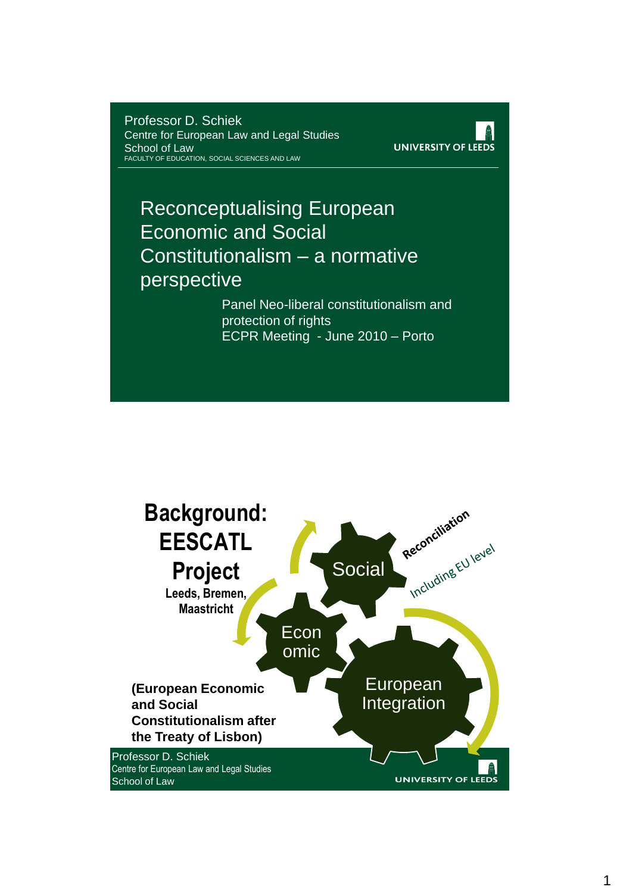Professor D. Schiek
Centre for European Law and Legal Studies
School of Law
FACULTY OF EDUCATION, SOCIAL SCIENCES AND LAW

UNIVERSITY OF LEEDS

# Reconceptualising European Economic and Social Constitutionalism – a normative perspective

Panel Neo-liberal constitutionalism and protection of rights
ECPR Meeting - June 2010 – Porto

---

# Background: EESCATL Project

**Leeds, Bremen, Maastricht**

**(European Economic and Social Constitutionalism after the Treaty of Lisbon)**

Social

Econ omic

European Integration

Reconciliation

Including EU level

Professor D. Schiek
Centre for European Law and Legal Studies
School of Law

UNIVERSITY OF LEEDS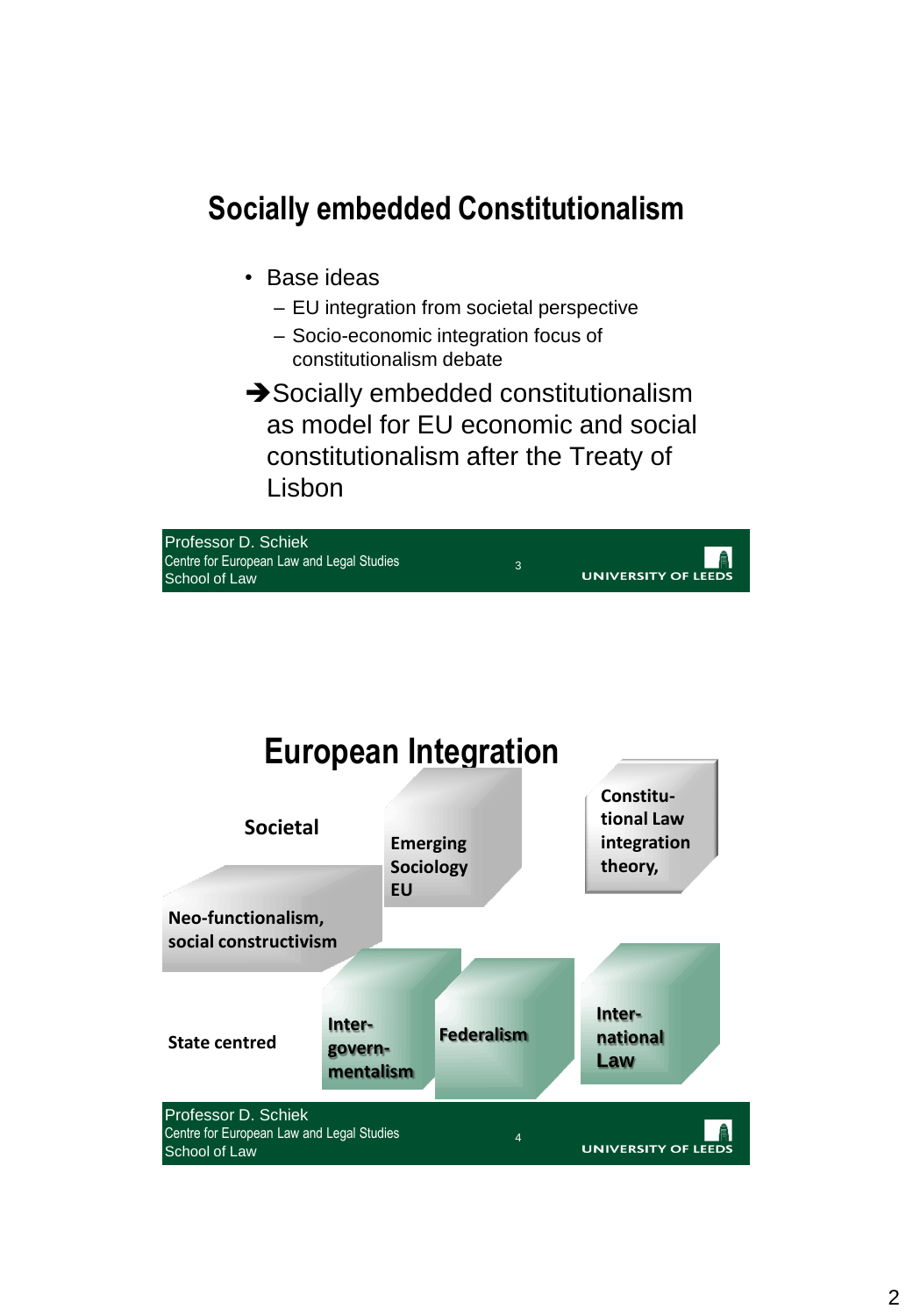## Socially embedded Constitutionalism

- Base ideas
  - EU integration from societal perspective
  - Socio-economic integration focus of constitutionalism debate

➔Socially embedded constitutionalism as model for EU economic and social constitutionalism after the Treaty of Lisbon

## European Integration

Societal

Emerging Sociology EU

Constitu-tional Law integration theory,

Neo-functionalism, social constructivism

State centred

Inter-govern-mentalism

Federalism

Inter-national Law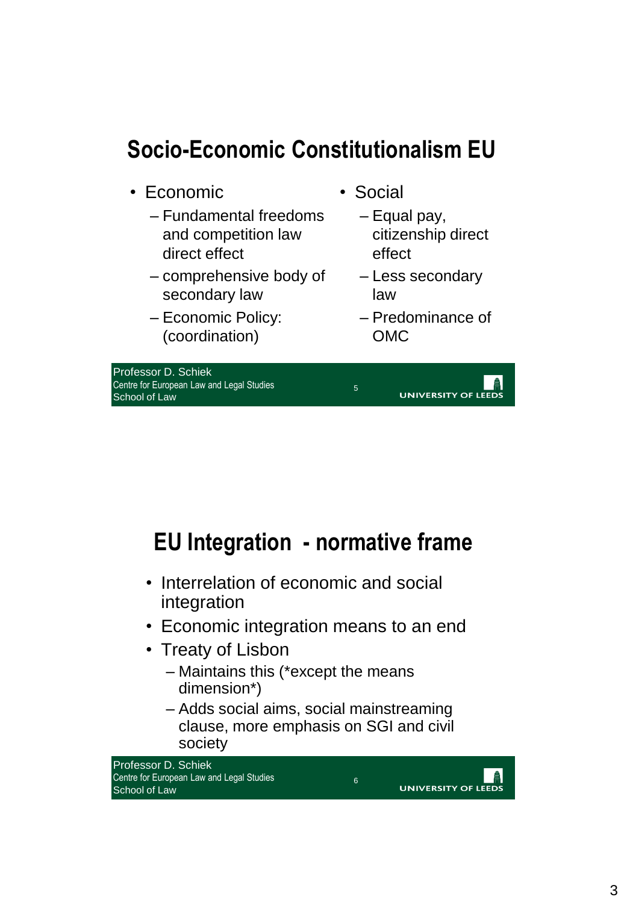# Socio-Economic Constitutionalism EU

- Economic
  - Fundamental freedoms and competition law direct effect
  - comprehensive body of secondary law
  - Economic Policy: (coordination)
- Social
  - Equal pay, citizenship direct effect
  - Less secondary law
  - Predominance of OMC

# EU Integration - normative frame

- Interrelation of economic and social integration
- Economic integration means to an end
- Treaty of Lisbon
  - Maintains this (*except the means dimension*)
  - Adds social aims, social mainstreaming clause, more emphasis on SGI and civil society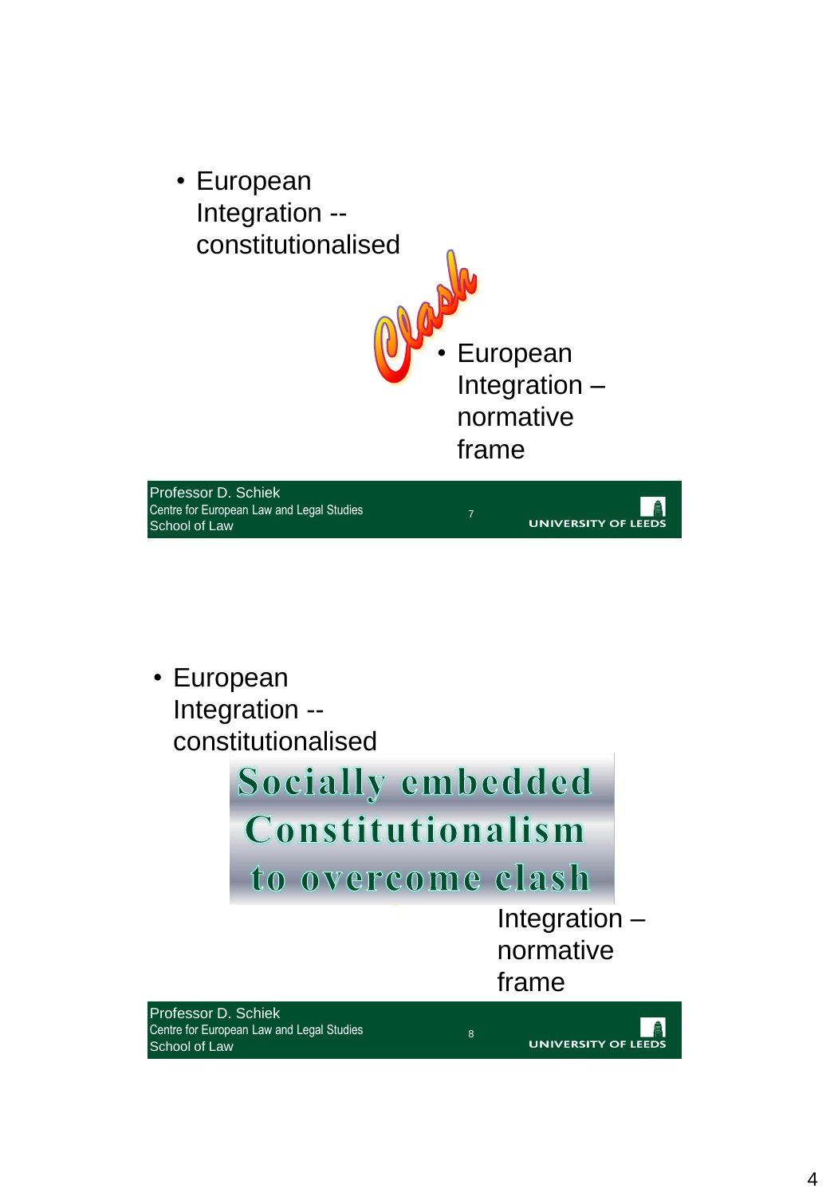- European Integration -- constitutionalised

Clash

- European Integration – normative frame

---

- European Integration -- constitutionalised

**Socially embedded Constitutionalism to overcome clash**

Integration – normative frame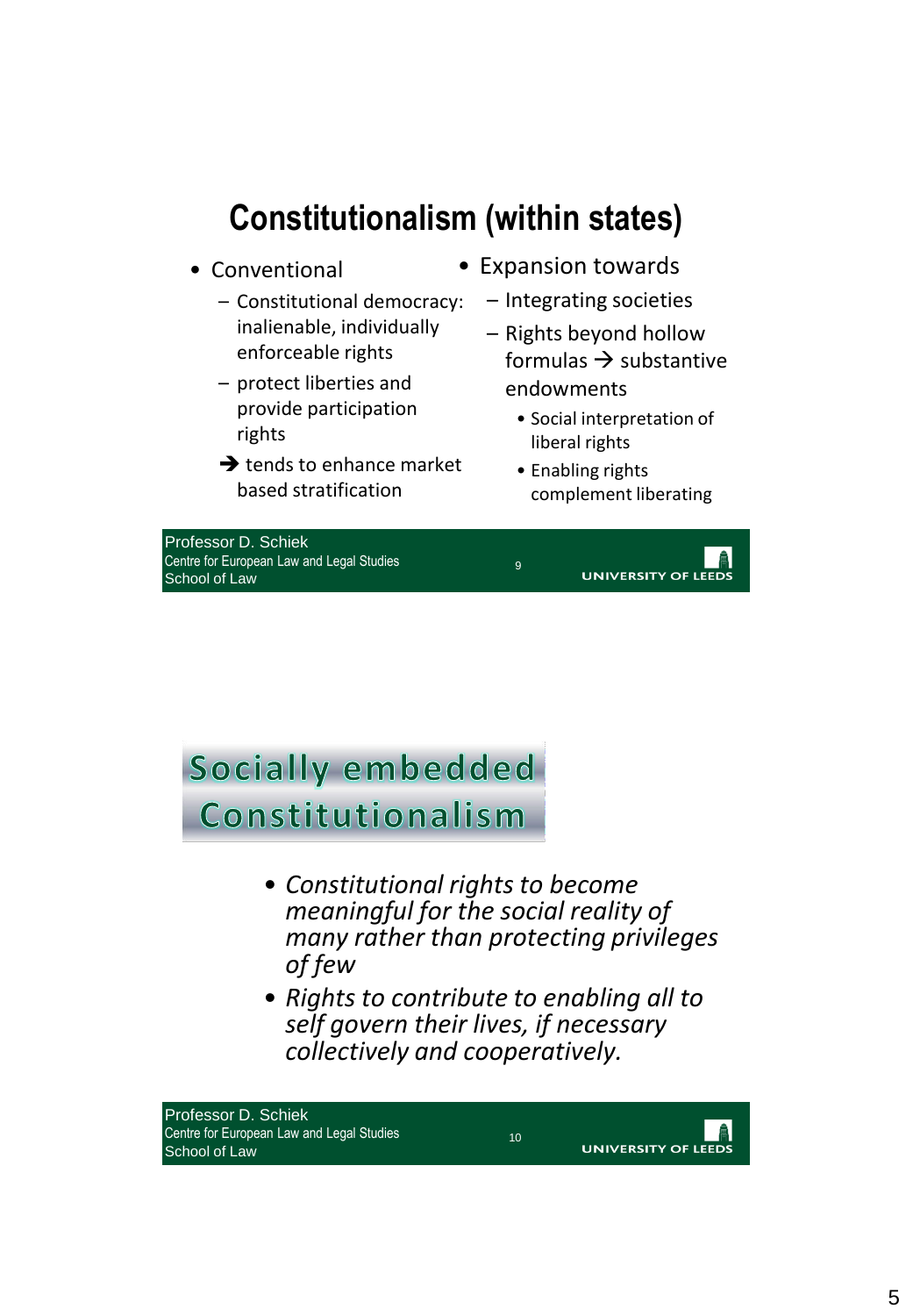# Constitutionalism (within states)

- Conventional
  - Constitutional democracy: inalienable, individually enforceable rights
  - protect liberties and provide participation rights
  - → tends to enhance market based stratification
- Expansion towards
  - Integrating societies
  - Rights beyond hollow formulas → substantive endowments
    - Social interpretation of liberal rights
    - Enabling rights complement liberating

# Socially embedded Constitutionalism

- *Constitutional rights to become meaningful for the social reality of many rather than protecting privileges of few*
- *Rights to contribute to enabling all to self govern their lives, if necessary collectively and cooperatively.*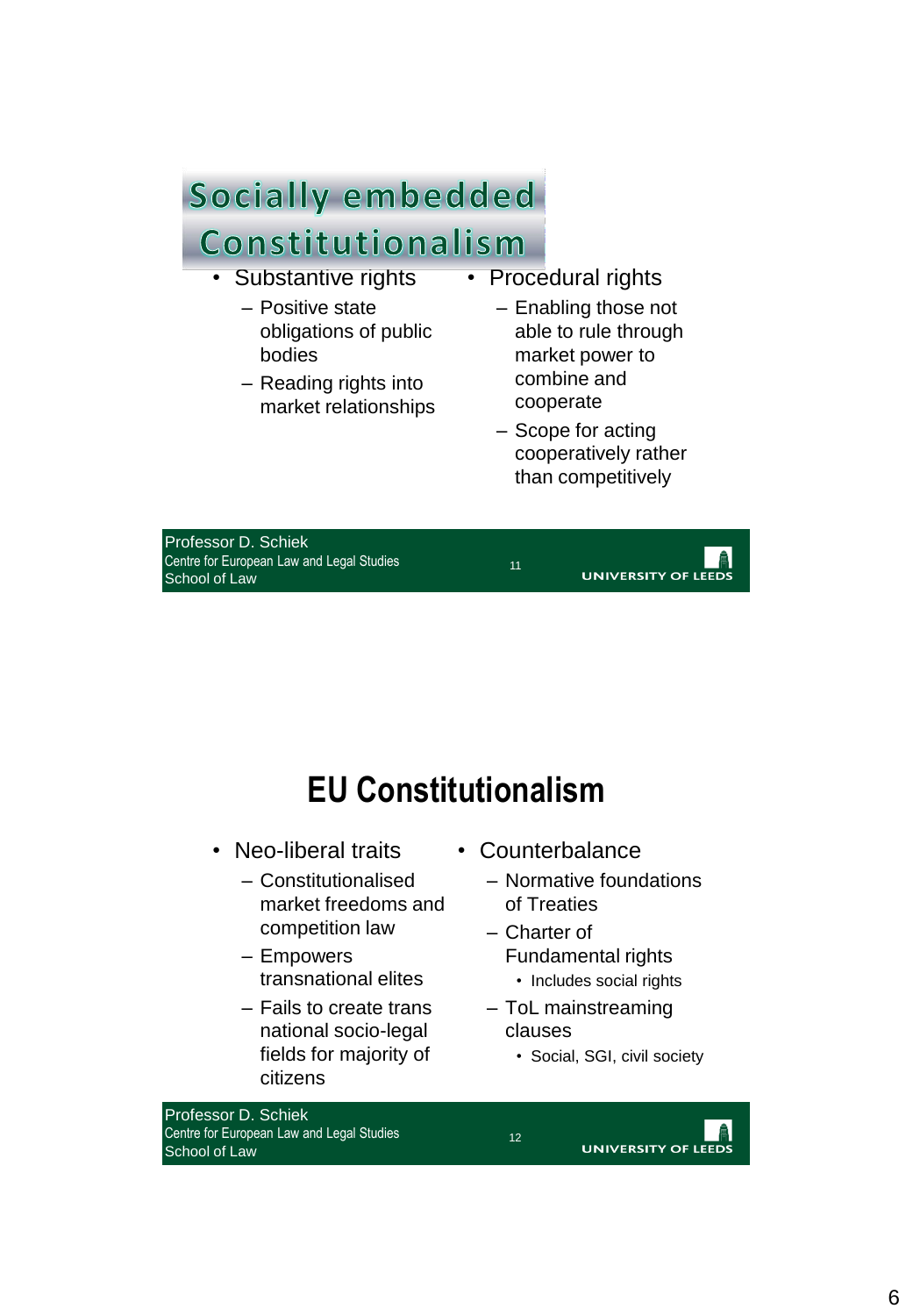## Socially embedded Constitutionalism

- Substantive rights
  - Positive state obligations of public bodies
  - Reading rights into market relationships
- Procedural rights
  - Enabling those not able to rule through market power to combine and cooperate
  - Scope for acting cooperatively rather than competitively

## EU Constitutionalism

- Neo-liberal traits
  - Constitutionalised market freedoms and competition law
  - Empowers transnational elites
  - Fails to create trans national socio-legal fields for majority of citizens
- Counterbalance
  - Normative foundations of Treaties
  - Charter of Fundamental rights
    - Includes social rights
  - ToL mainstreaming clauses
    - Social, SGI, civil society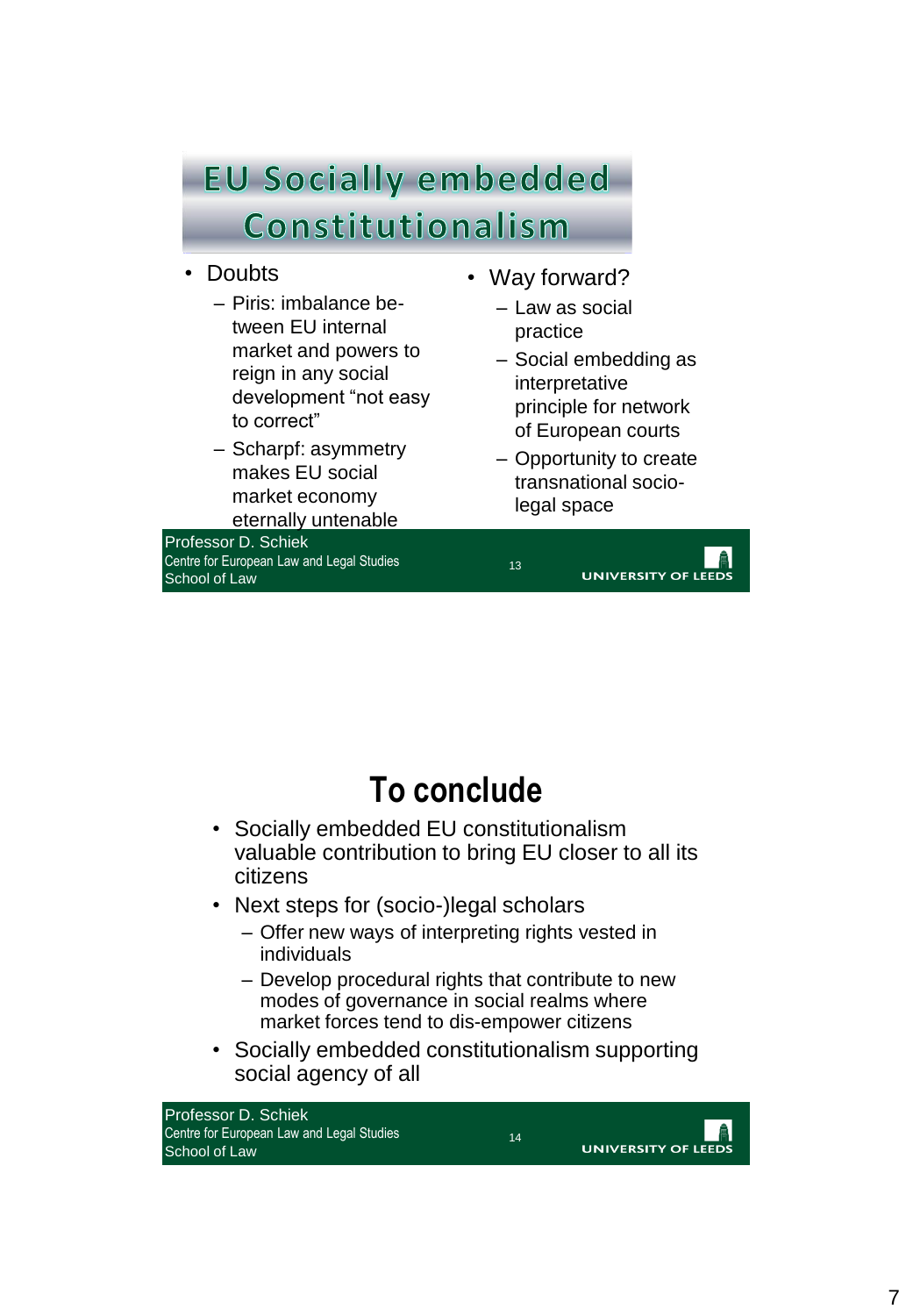# EU Socially embedded Constitutionalism

- Doubts
  - Piris: imbalance between EU internal market and powers to reign in any social development "not easy to correct"
  - Scharpf: asymmetry makes EU social market economy eternally untenable
- Way forward?
  - Law as social practice
  - Social embedding as interpretative principle for network of European courts
  - Opportunity to create transnational socio-legal space

Professor D. Schiek
Centre for European Law and Legal Studies
School of Law

UNIVERSITY OF LEEDS

# To conclude

- Socially embedded EU constitutionalism valuable contribution to bring EU closer to all its citizens
- Next steps for (socio-)legal scholars
  - Offer new ways of interpreting rights vested in individuals
  - Develop procedural rights that contribute to new modes of governance in social realms where market forces tend to dis-empower citizens
- Socially embedded constitutionalism supporting social agency of all

Professor D. Schiek
Centre for European Law and Legal Studies
School of Law

UNIVERSITY OF LEEDS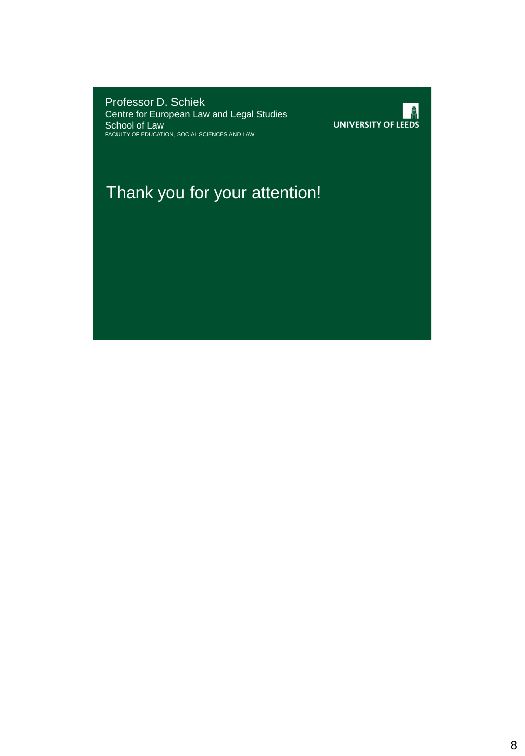Professor D. Schiek
Centre for European Law and Legal Studies
School of Law
FACULTY OF EDUCATION, SOCIAL SCIENCES AND LAW

UNIVERSITY OF LEEDS

# Thank you for your attention!